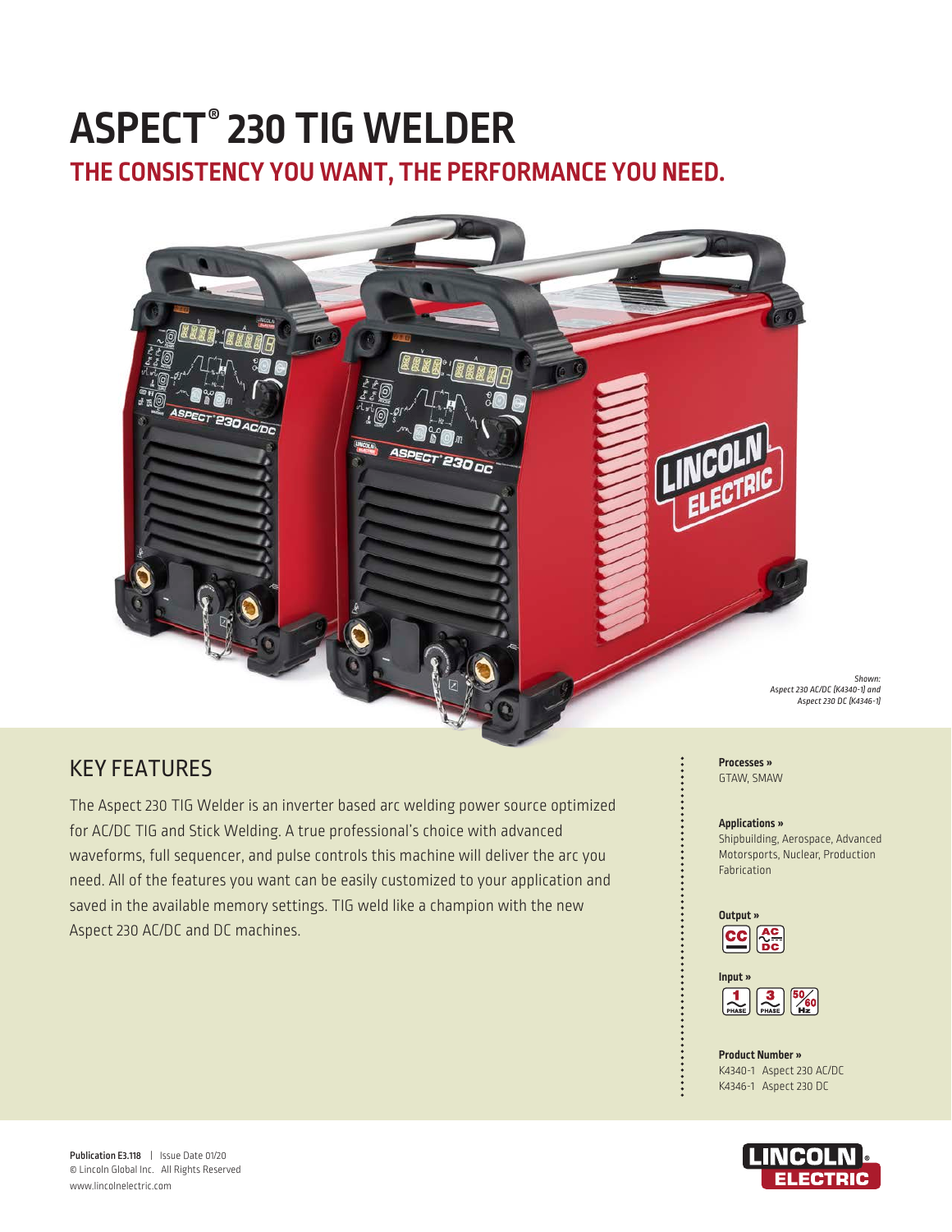# ASPECT® 230 TIG WELDER

## THE CONSISTENCY YOU WANT, THE PERFORMANCE YOU NEED.

*Shown: Aspect 230 AC/DC (K4340-1) and Aspect 230 DC (K4346-1)*

## KEY FEATURES

The Aspect 230 TIG Welder is an inverter based arc welding power source optimized for AC/DC TIG and Stick Welding. A true professional's choice with advanced waveforms, full sequencer, and pulse controls this machine will deliver the arc you need. All of the features you want can be easily customized to your application and saved in the available memory settings. TIG weld like a champion with the new Aspect 230 AC/DC and DC machines.

**Processes »**
GTAW, SMAW

**Applications »**
Shipbuilding, Aerospace, Advanced Motorsports, Nuclear, Production Fabrication

**Output »**
CC, AC/DC

**Input »**
1 Phase, 3 Phase, 50/60 Hz

**Product Number »**
K4340-1 Aspect 230 AC/DC
K4346-1 Aspect 230 DC

**Publication E3.118** | Issue Date 01/20
© Lincoln Global Inc. All Rights Reserved
www.lincolnelectric.com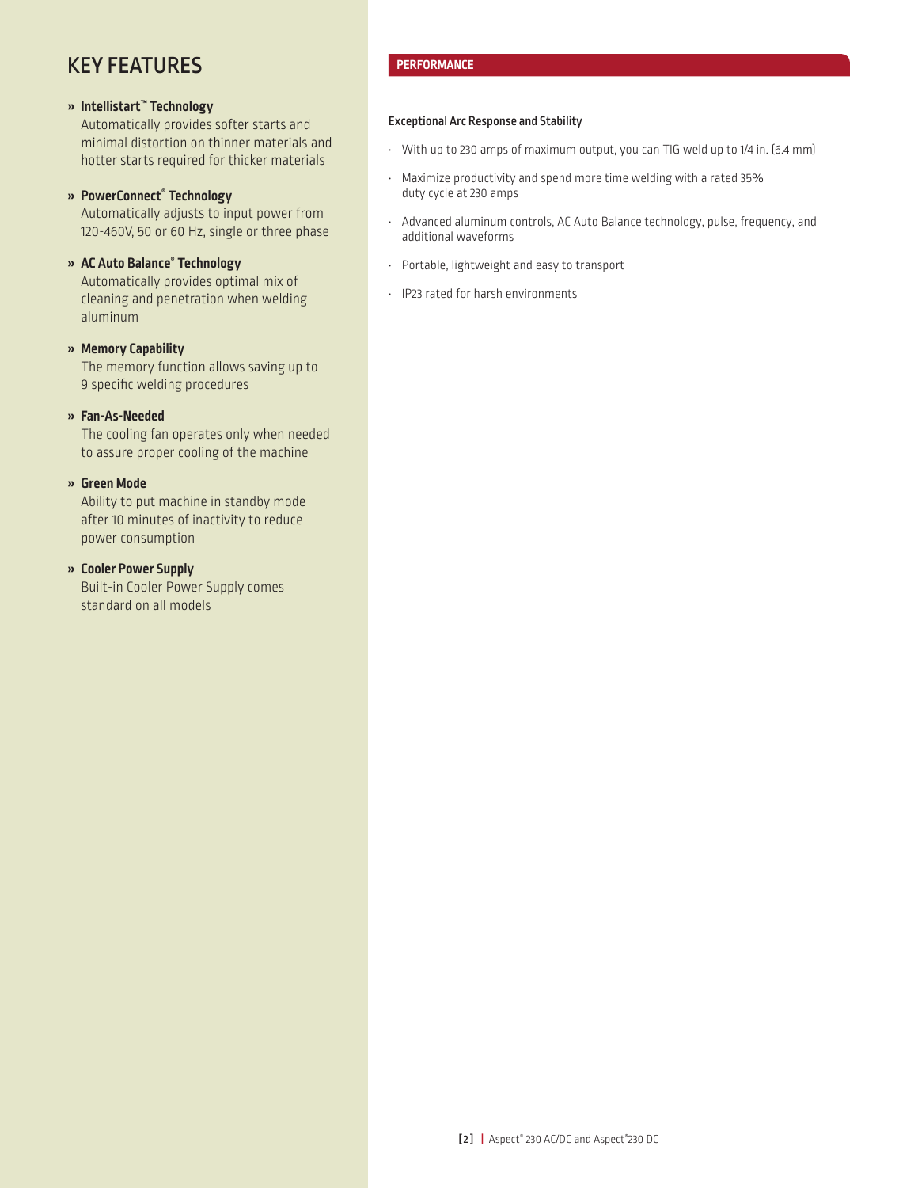# KEY FEATURES

» **Intellistart™ Technology**
Automatically provides softer starts and minimal distortion on thinner materials and hotter starts required for thicker materials

» **PowerConnect® Technology**
Automatically adjusts to input power from 120-460V, 50 or 60 Hz, single or three phase

» **AC Auto Balance® Technology**
Automatically provides optimal mix of cleaning and penetration when welding aluminum

» **Memory Capability**
The memory function allows saving up to 9 specific welding procedures

» **Fan-As-Needed**
The cooling fan operates only when needed to assure proper cooling of the machine

» **Green Mode**
Ability to put machine in standby mode after 10 minutes of inactivity to reduce power consumption

» **Cooler Power Supply**
Built-in Cooler Power Supply comes standard on all models

## PERFORMANCE

### Exceptional Arc Response and Stability

- With up to 230 amps of maximum output, you can TIG weld up to 1/4 in. (6.4 mm)
- Maximize productivity and spend more time welding with a rated 35% duty cycle at 230 amps
- Advanced aluminum controls, AC Auto Balance technology, pulse, frequency, and additional waveforms
- Portable, lightweight and easy to transport
- IP23 rated for harsh environments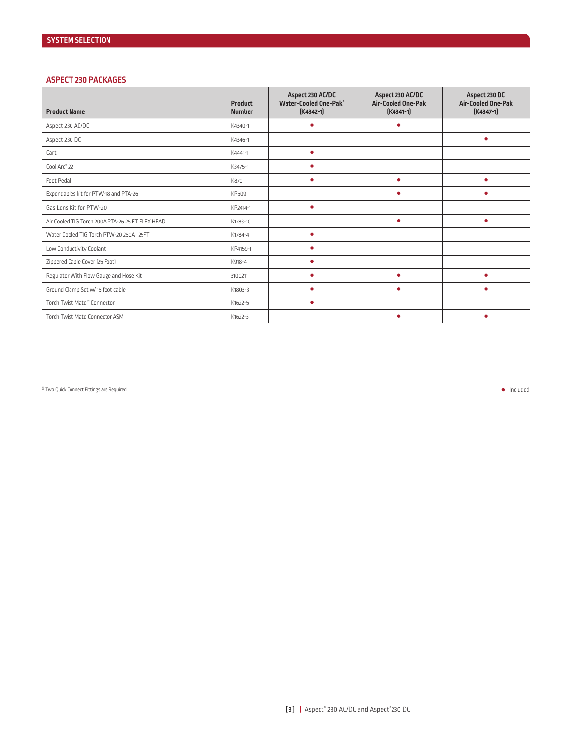## SYSTEM SELECTION

### ASPECT 230 PACKAGES

| Product Name | Product Number | Aspect 230 AC/DC Water-Cooled One-Pak® (K4342-1) | Aspect 230 AC/DC Air-Cooled One-Pak (K4341-1) | Aspect 230 DC Air-Cooled One-Pak (K4347-1) |
|---|---|---|---|---|
| Aspect 230 AC/DC | K4340-1 | ● | ● | |
| Aspect 230 DC | K4346-1 | | | ● |
| Cart | K4441-1 | ● | | |
| Cool Arc® 22 | K3475-1 | ● | | |
| Foot Pedal | K870 | ● | ● | ● |
| Expendables kit for PTW-18 and PTA-26 | KP509 | | ● | ● |
| Gas Lens Kit for PTW-20 | KP2414-1 | ● | | |
| Air Cooled TIG Torch 200A PTA-26 25 FT FLEX HEAD | K1783-10 | | ● | ● |
| Water Cooled TIG Torch PTW-20 250A 25FT | K1784-4 | ● | | |
| Low Conductivity Coolant | KP4159-1 | ● | | |
| Zippered Cable Cover (25 Foot) | K918-4 | ● | | |
| Regulator With Flow Gauge and Hose Kit | 3100211 | ● | ● | ● |
| Ground Clamp Set w/ 15 foot cable | K1803-3 | ● | ● | ● |
| Torch Twist Mate™ Connector | K1622-5 | ● | | |
| Torch Twist Mate Connector ASM | K1622-3 | | ● | ● |

[1] Two Quick Connect Fittings are Required

● Included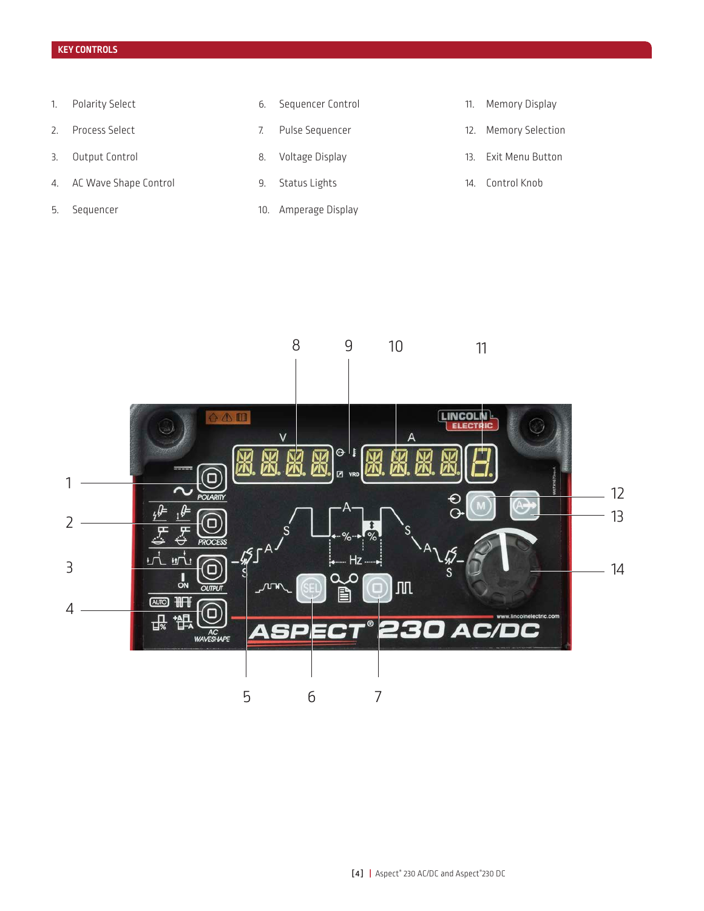## KEY CONTROLS

1. Polarity Select
2. Process Select
3. Output Control
4. AC Wave Shape Control
5. Sequencer
6. Sequencer Control
7. Pulse Sequencer
8. Voltage Display
9. Status Lights
10. Amperage Display
11. Memory Display
12. Memory Selection
13. Exit Menu Button
14. Control Knob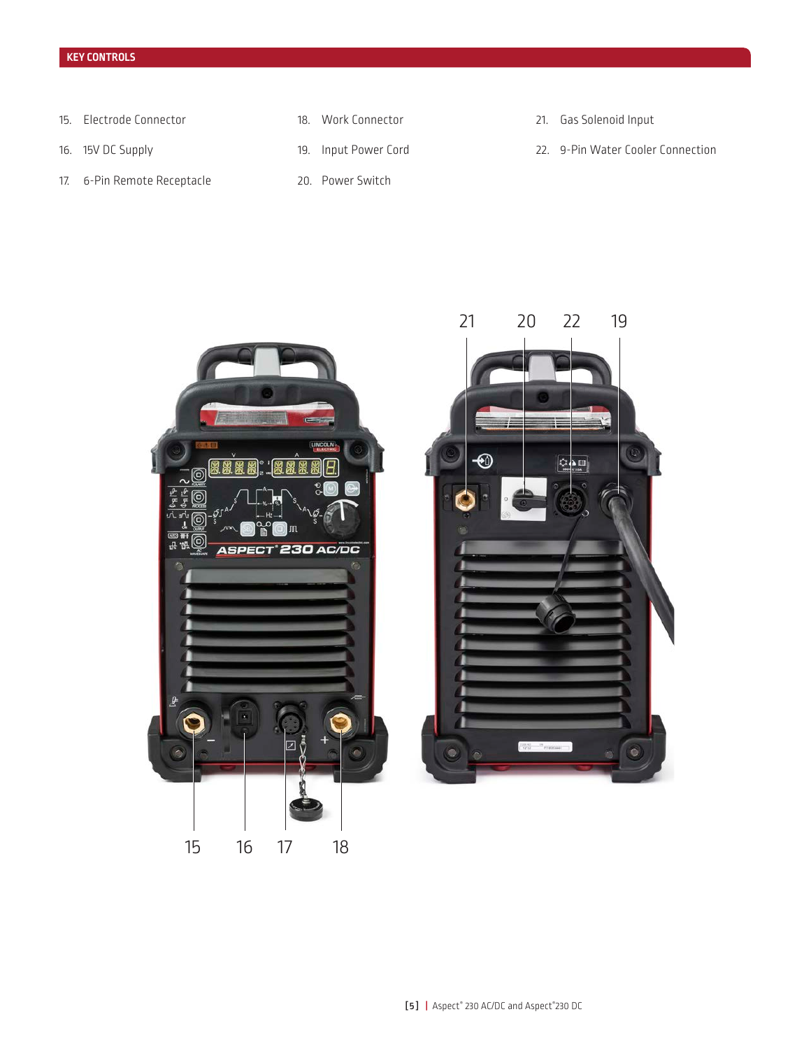## KEY CONTROLS

15. Electrode Connector
16. 15V DC Supply
17. 6-Pin Remote Receptacle
18. Work Connector
19. Input Power Cord
20. Power Switch
21. Gas Solenoid Input
22. 9-Pin Water Cooler Connection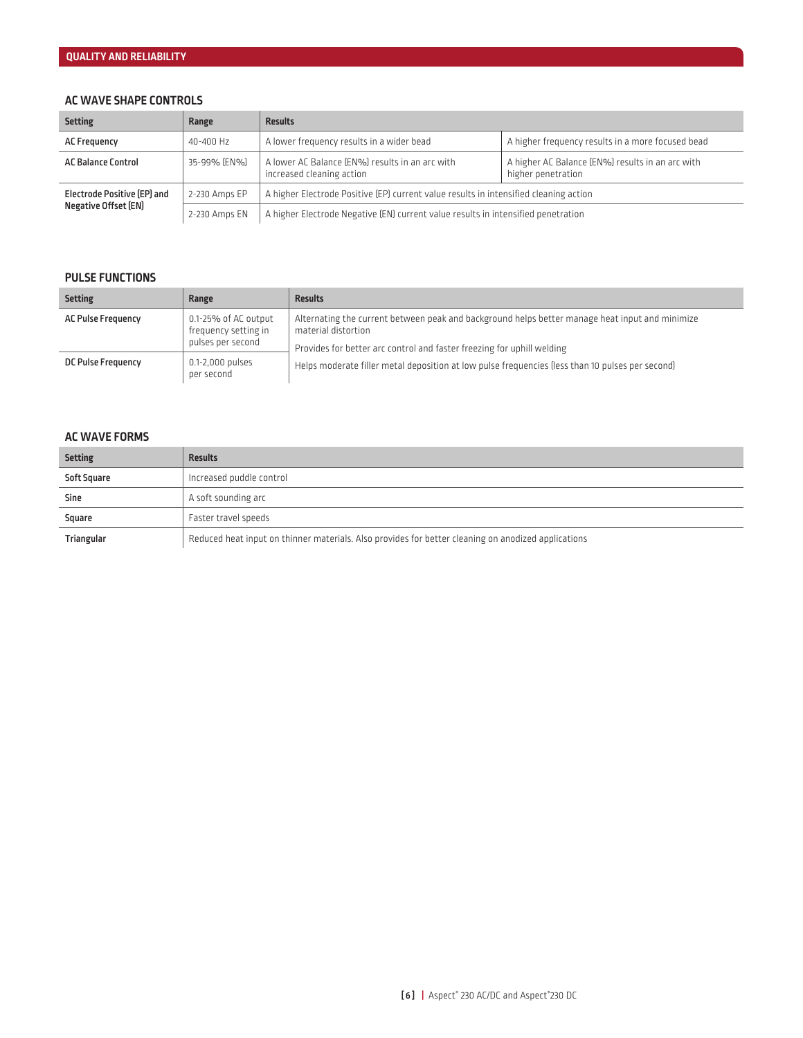## QUALITY AND RELIABILITY

### AC WAVE SHAPE CONTROLS

| Setting | Range | Results | |
|---|---|---|---|
| AC Frequency | 40-400 Hz | A lower frequency results in a wider bead | A higher frequency results in a more focused bead |
| AC Balance Control | 35-99% (EN%) | A lower AC Balance (EN%) results in an arc with increased cleaning action | A higher AC Balance (EN%) results in an arc with higher penetration |
| Electrode Positive (EP) and Negative Offset (EN) | 2-230 Amps EP | A higher Electrode Positive (EP) current value results in intensified cleaning action | |
| | 2-230 Amps EN | A higher Electrode Negative (EN) current value results in intensified penetration | |

### PULSE FUNCTIONS

| Setting | Range | Results |
|---|---|---|
| AC Pulse Frequency | 0.1-25% of AC output frequency setting in pulses per second | Alternating the current between peak and background helps better manage heat input and minimize material distortion<br>Provides for better arc control and faster freezing for uphill welding |
| DC Pulse Frequency | 0.1-2,000 pulses per second | Helps moderate filler metal deposition at low pulse frequencies (less than 10 pulses per second) |

### AC WAVE FORMS

| Setting | Results |
|---|---|
| Soft Square | Increased puddle control |
| Sine | A soft sounding arc |
| Square | Faster travel speeds |
| Triangular | Reduced heat input on thinner materials. Also provides for better cleaning on anodized applications |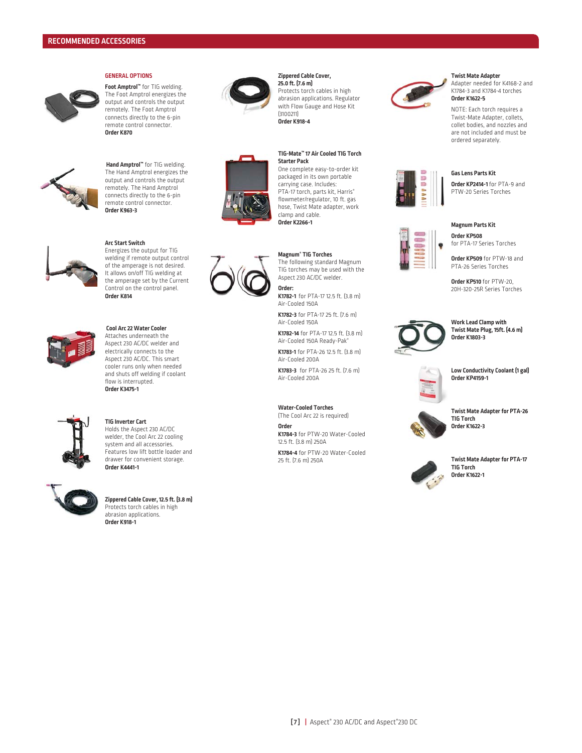## RECOMMENDED ACCESSORIES

### GENERAL OPTIONS

**Foot Amptrol™** for TIG welding. The Foot Amptrol energizes the output and controls the output remotely. The Foot Amptrol connects directly to the 6-pin remote control connector.
**Order K870**

**Hand Amptrol™** for TIG welding. The Hand Amptrol energizes the output and controls the output remotely. The Hand Amptrol connects directly to the 6-pin remote control connector.
**Order K963-3**

**Arc Start Switch**
Energizes the output for TIG welding if remote output control of the amperage is not desired. It allows on/off TIG welding at the amperage set by the Current Control on the control panel.
**Order K814**

**Cool Arc 22 Water Cooler**
Attaches underneath the Aspect 230 AC/DC welder and electrically connects to the Aspect 230 AC/DC. This smart cooler runs only when needed and shuts off welding if coolant flow is interrupted.
**Order K3475-1**

**TIG Inverter Cart**
Holds the Aspect 230 AC/DC welder, the Cool Arc 22 cooling system and all accessories. Features low lift bottle loader and drawer for convenient storage.
**Order K4441-1**

**Zippered Cable Cover, 12.5 ft. (3.8 m)**
Protects torch cables in high abrasion applications.
**Order K918-1**

**Zippered Cable Cover, 25.0 ft. (7.6 m)**
Protects torch cables in high abrasion applications. Regulator with Flow Gauge and Hose Kit (3100211)
**Order K918-4**

**TIG-Mate™ 17 Air Cooled TIG Torch Starter Pack**
One complete easy-to-order kit packaged in its own portable carrying case. Includes: PTA-17 torch, parts kit, Harris® flowmeter/regulator, 10 ft. gas hose, Twist Mate adapter, work clamp and cable.
**Order K2266-1**

**Magnum® TIG Torches**
The following standard Magnum TIG torches may be used with the Aspect 230 AC/DC welder.

**Order:**

**K1782-1** for PTA-17 12.5 ft. (3.8 m) Air-Cooled 150A

**K1782-3** for PTA-17 25 ft. (7.6 m) Air-Cooled 150A

**K1782-14** for PTA-17 12.5 ft. (3.8 m) Air-Cooled 150A Ready-Pak®

**K1783-1** for PTA-26 12.5 ft. (3.8 m) Air-Cooled 200A

**K1783-3** for PTA-26 25 ft. (7.6 m) Air-Cooled 200A

**Water-Cooled Torches**
(The Cool Arc 22 is required)

**Order**

**K1784-3** for PTW-20 Water-Cooled 12.5 ft. (3.8 m) 250A

**K1784-4** for PTW-20 Water-Cooled 25 ft. (7.6 m) 250A

**Twist Mate Adapter**
Adapter needed for K4168-2 and K1784-3 and K1784-4 torches
**Order K1622-5**

NOTE: Each torch requires a Twist-Mate Adapter, collets, collet bodies, and nozzles and are not included and must be ordered separately.

**Gas Lens Parts Kit**

**Order KP2414-1** for PTA-9 and PTW-20 Series Torches

**Magnum Parts Kit**

**Order KP508** for PTA-17 Series Torches

**Order KP509** for PTW-18 and PTA-26 Series Torches

**Order KP510** for PTW-20, 20H-320-25R Series Torches

**Work Lead Clamp with Twist Mate Plug, 15ft. (4.6 m)**
**Order K1803-3**

**Low Conductivity Coolant (1 gal)**
**Order KP4159-1**

**Twist Mate Adapter for PTA-26 TIG Torch**
**Order K1622-3**

**Twist Mate Adapter for PTA-17 TIG Torch**
**Order K1622-1**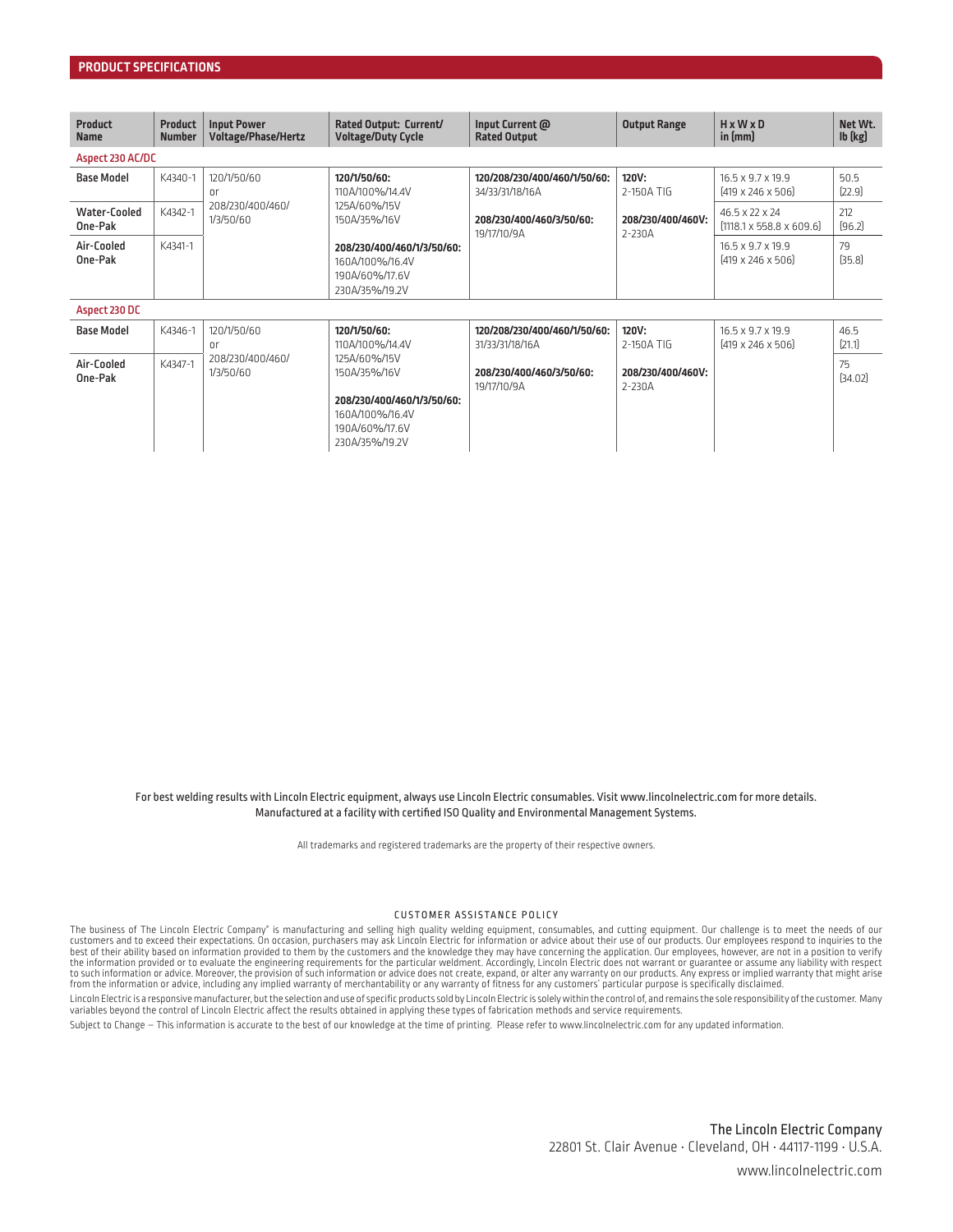## PRODUCT SPECIFICATIONS

| Product Name | Product Number | Input Power Voltage/Phase/Hertz | Rated Output: Current/ Voltage/Duty Cycle | Input Current @ Rated Output | Output Range | H x W x D in (mm) | Net Wt. lb (kg) |
|---|---|---|---|---|---|---|---|
| **Aspect 230 AC/DC** | | | | | | | |
| **Base Model** | K4340-1 | 120/1/50/60 or 208/230/400/460/ 1/3/50/60 | **120/1/50/60:** 110A/100%/14.4V 125A/60%/15V 150A/35%/16V **208/230/400/460/1/3/50/60:** 160A/100%/16.4V 190A/60%/17.6V 230A/35%/19.2V | **120/208/230/400/460/1/50/60:** 34/33/31/18/16A **208/230/400/460/3/50/60:** 19/17/10/9A | **120V:** 2-150A TIG **208/230/400/460V:** 2-230A | 16.5 x 9.7 x 19.9 (419 x 246 x 506) | 50.5 (22.9) |
| **Water-Cooled One-Pak** | K4342-1 | | | | | 46.5 x 22 x 24 (1118.1 x 558.8 x 609.6) | 212 (96.2) |
| **Air-Cooled One-Pak** | K4341-1 | | | | | 16.5 x 9.7 x 19.9 (419 x 246 x 506) | 79 (35.8) |
| **Aspect 230 DC** | | | | | | | |
| **Base Model** | K4346-1 | 120/1/50/60 or 208/230/400/460/ 1/3/50/60 | **120/1/50/60:** 110A/100%/14.4V 125A/60%/15V 150A/35%/16V **208/230/400/460/1/3/50/60:** 160A/100%/16.4V 190A/60%/17.6V 230A/35%/19.2V | **120/208/230/400/460/1/50/60:** 31/33/31/18/16A **208/230/400/460/3/50/60:** 19/17/10/9A | **120V:** 2-150A TIG **208/230/400/460V:** 2-230A | 16.5 x 9.7 x 19.9 (419 x 246 x 506) | 46.5 (21.1) |
| **Air-Cooled One-Pak** | K4347-1 | | | | | | 75 (34.02) |

For best welding results with Lincoln Electric equipment, always use Lincoln Electric consumables. Visit www.lincolnelectric.com for more details.
Manufactured at a facility with certified ISO Quality and Environmental Management Systems.

All trademarks and registered trademarks are the property of their respective owners.

### CUSTOMER ASSISTANCE POLICY

The business of The Lincoln Electric Company® is manufacturing and selling high quality welding equipment, consumables, and cutting equipment. Our challenge is to meet the needs of our customers and to exceed their expectations. On occasion, purchasers may ask Lincoln Electric for information or advice about their use of our products. Our employees respond to inquiries to the best of their ability based on information provided to them by the customers and the knowledge they may have concerning the application. Our employees, however, are not in a position to verify the information provided or to evaluate the engineering requirements for the particular weldment. Accordingly, Lincoln Electric does not warrant or guarantee or assume any liability with respect to such information or advice. Moreover, the provision of such information or advice does not create, expand, or alter any warranty on our products. Any express or implied warranty that might arise from the information or advice, including any implied warranty of merchantability or any warranty of fitness for any customers' particular purpose is specifically disclaimed.

Lincoln Electric is a responsive manufacturer, but the selection and use of specific products sold by Lincoln Electric is solely within the control of, and remains the sole responsibility of the customer. Many variables beyond the control of Lincoln Electric affect the results obtained in applying these types of fabrication methods and service requirements.

Subject to Change — This information is accurate to the best of our knowledge at the time of printing. Please refer to www.lincolnelectric.com for any updated information.

The Lincoln Electric Company
22801 St. Clair Avenue · Cleveland, OH · 44117-1199 · U.S.A.

www.lincolnelectric.com